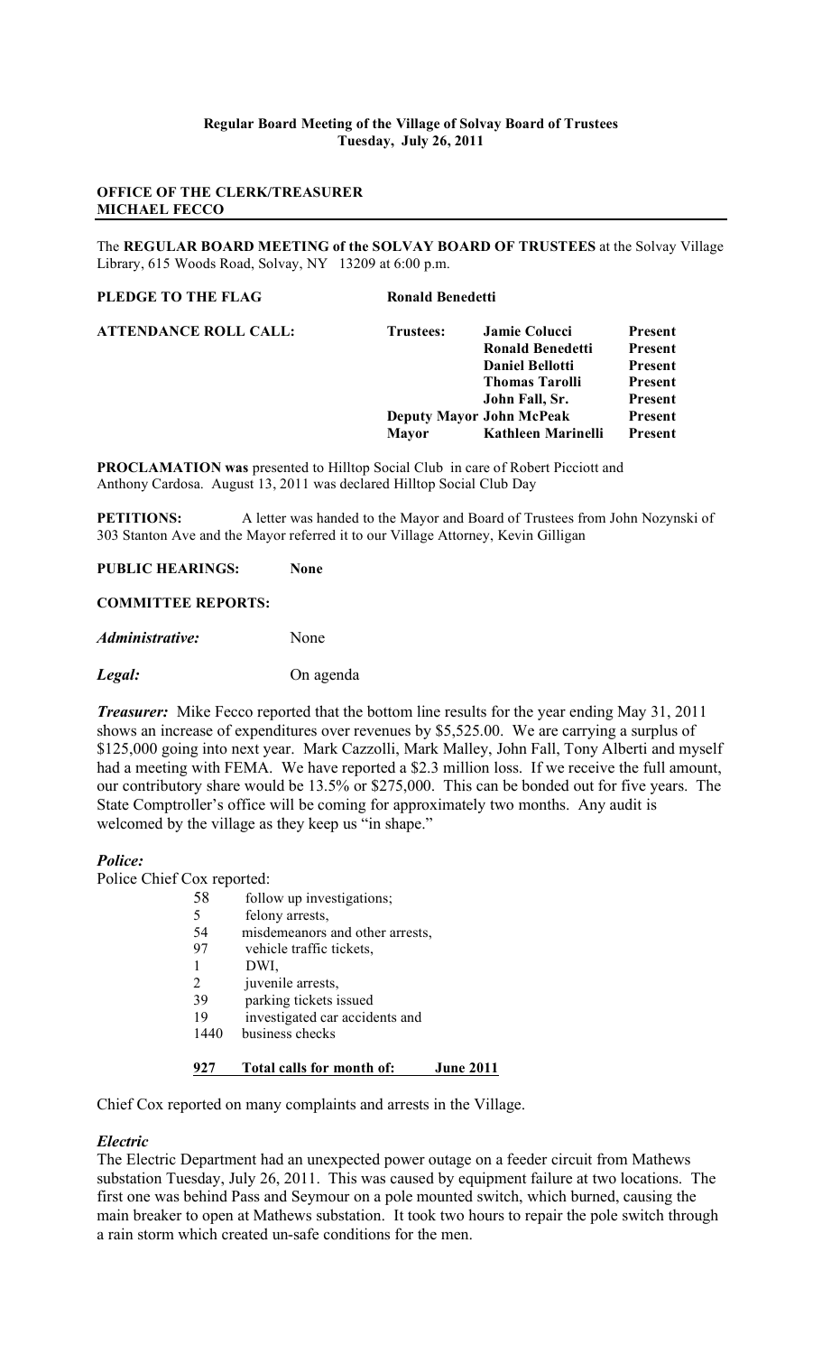**Regular Board Meeting of the Village of Solvay Board of Trustees**
**Tuesday, July 26, 2011**

**OFFICE OF THE CLERK/TREASURER**
**MICHAEL FECCO**

The **REGULAR BOARD MEETING of the SOLVAY BOARD OF TRUSTEES** at the Solvay Village Library, 615 Woods Road, Solvay, NY 13209 at 6:00 p.m.

**PLEDGE TO THE FLAG** **Ronald Benedetti**

| **ATTENDANCE ROLL CALL:** | **Trustees:** | **Jamie Colucci** | **Present** |
|---|---|---|---|
| | | **Ronald Benedetti** | **Present** |
| | | **Daniel Bellotti** | **Present** |
| | | **Thomas Tarolli** | **Present** |
| | | **John Fall, Sr.** | **Present** |
| | **Deputy Mayor** | **John McPeak** | **Present** |
| | **Mayor** | **Kathleen Marinelli** | **Present** |

**PROCLAMATION was** presented to Hilltop Social Club in care of Robert Picciott and Anthony Cardosa. August 13, 2011 was declared Hilltop Social Club Day

**PETITIONS:** A letter was handed to the Mayor and Board of Trustees from John Nozynski of 303 Stanton Ave and the Mayor referred it to our Village Attorney, Kevin Gilligan

**PUBLIC HEARINGS:** **None**

**COMMITTEE REPORTS:**

***Administrative:*** None

***Legal:*** On agenda

***Treasurer:*** Mike Fecco reported that the bottom line results for the year ending May 31, 2011 shows an increase of expenditures over revenues by $5,525.00. We are carrying a surplus of $125,000 going into next year. Mark Cazzolli, Mark Malley, John Fall, Tony Alberti and myself had a meeting with FEMA. We have reported a $2.3 million loss. If we receive the full amount, our contributory share would be 13.5% or $275,000. This can be bonded out for five years. The State Comptroller's office will be coming for approximately two months. Any audit is welcomed by the village as they keep us "in shape."

***Police:***

Police Chief Cox reported:

| | |
|---|---|
| 58 | follow up investigations; |
| 5 | felony arrests, |
| 54 | misdemeanors and other arrests, |
| 97 | vehicle traffic tickets, |
| 1 | DWI, |
| 2 | juvenile arrests, |
| 39 | parking tickets issued |
| 19 | investigated car accidents and |
| 1440 | business checks |
| **927** | **Total calls for month of: June 2011** |

Chief Cox reported on many complaints and arrests in the Village.

***Electric***

The Electric Department had an unexpected power outage on a feeder circuit from Mathews substation Tuesday, July 26, 2011. This was caused by equipment failure at two locations. The first one was behind Pass and Seymour on a pole mounted switch, which burned, causing the main breaker to open at Mathews substation. It took two hours to repair the pole switch through a rain storm which created un-safe conditions for the men.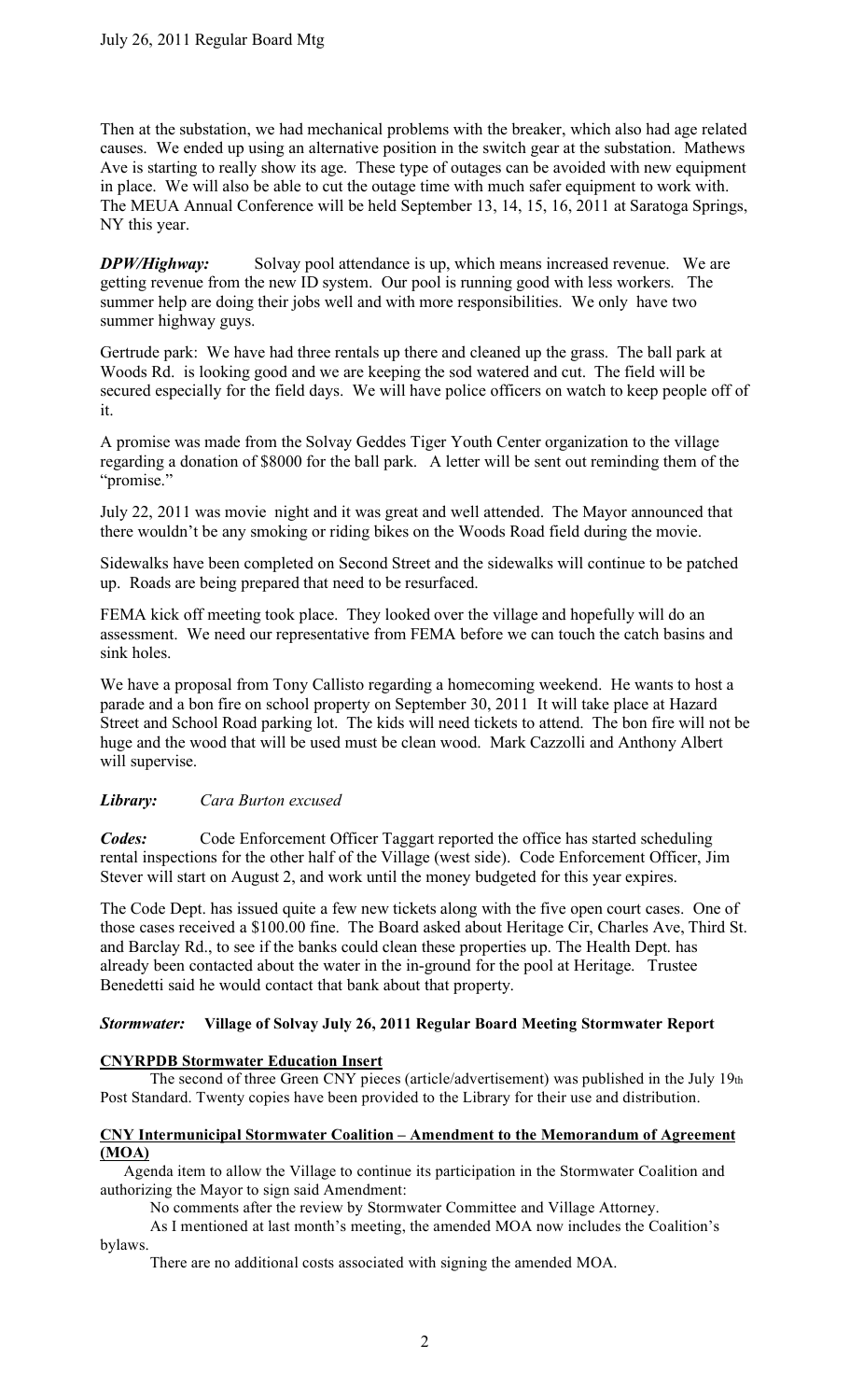Then at the substation, we had mechanical problems with the breaker, which also had age related causes. We ended up using an alternative position in the switch gear at the substation. Mathews Ave is starting to really show its age. These type of outages can be avoided with new equipment in place. We will also be able to cut the outage time with much safer equipment to work with. The MEUA Annual Conference will be held September 13, 14, 15, 16, 2011 at Saratoga Springs, NY this year.

***DPW/Highway:*** Solvay pool attendance is up, which means increased revenue. We are getting revenue from the new ID system. Our pool is running good with less workers. The summer help are doing their jobs well and with more responsibilities. We only have two summer highway guys.

Gertrude park: We have had three rentals up there and cleaned up the grass. The ball park at Woods Rd. is looking good and we are keeping the sod watered and cut. The field will be secured especially for the field days. We will have police officers on watch to keep people off of it.

A promise was made from the Solvay Geddes Tiger Youth Center organization to the village regarding a donation of $8000 for the ball park. A letter will be sent out reminding them of the "promise."

July 22, 2011 was movie night and it was great and well attended. The Mayor announced that there wouldn't be any smoking or riding bikes on the Woods Road field during the movie.

Sidewalks have been completed on Second Street and the sidewalks will continue to be patched up. Roads are being prepared that need to be resurfaced.

FEMA kick off meeting took place. They looked over the village and hopefully will do an assessment. We need our representative from FEMA before we can touch the catch basins and sink holes.

We have a proposal from Tony Callisto regarding a homecoming weekend. He wants to host a parade and a bon fire on school property on September 30, 2011 It will take place at Hazard Street and School Road parking lot. The kids will need tickets to attend. The bon fire will not be huge and the wood that will be used must be clean wood. Mark Cazzolli and Anthony Albert will supervise.

***Library:*** *Cara Burton excused*

***Codes:*** Code Enforcement Officer Taggart reported the office has started scheduling rental inspections for the other half of the Village (west side). Code Enforcement Officer, Jim Stever will start on August 2, and work until the money budgeted for this year expires.

The Code Dept. has issued quite a few new tickets along with the five open court cases. One of those cases received a $100.00 fine. The Board asked about Heritage Cir, Charles Ave, Third St. and Barclay Rd., to see if the banks could clean these properties up. The Health Dept. has already been contacted about the water in the in-ground for the pool at Heritage. Trustee Benedetti said he would contact that bank about that property.

***Stormwater:*** **Village of Solvay July 26, 2011 Regular Board Meeting Stormwater Report**

**CNYRPDB Stormwater Education Insert**

The second of three Green CNY pieces (article/advertisement) was published in the July 19th Post Standard. Twenty copies have been provided to the Library for their use and distribution.

**CNY Intermunicipal Stormwater Coalition – Amendment to the Memorandum of Agreement (MOA)**

Agenda item to allow the Village to continue its participation in the Stormwater Coalition and authorizing the Mayor to sign said Amendment:

No comments after the review by Stormwater Committee and Village Attorney.

As I mentioned at last month's meeting, the amended MOA now includes the Coalition's bylaws.

There are no additional costs associated with signing the amended MOA.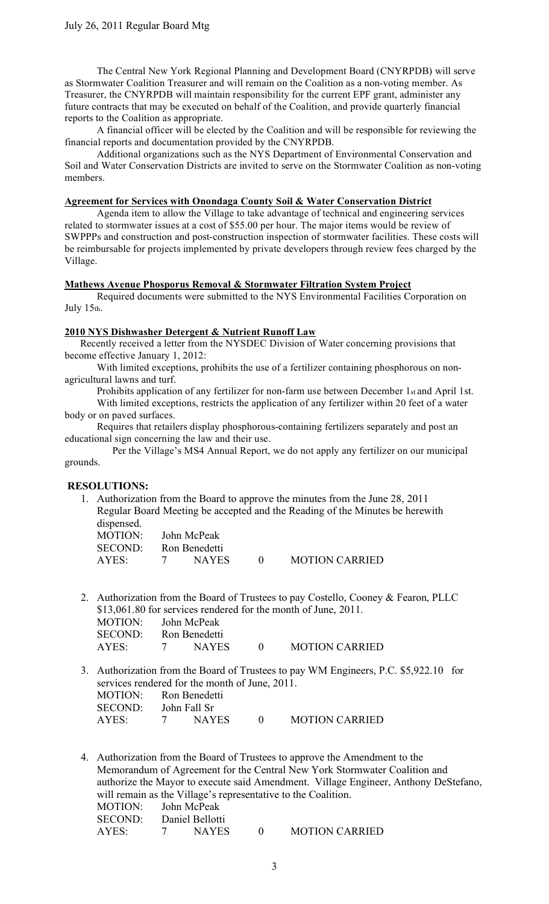The Central New York Regional Planning and Development Board (CNYRPDB) will serve as Stormwater Coalition Treasurer and will remain on the Coalition as a non-voting member. As Treasurer, the CNYRPDB will maintain responsibility for the current EPF grant, administer any future contracts that may be executed on behalf of the Coalition, and provide quarterly financial reports to the Coalition as appropriate.

A financial officer will be elected by the Coalition and will be responsible for reviewing the financial reports and documentation provided by the CNYRPDB.

Additional organizations such as the NYS Department of Environmental Conservation and Soil and Water Conservation Districts are invited to serve on the Stormwater Coalition as non-voting members.

**Agreement for Services with Onondaga County Soil & Water Conservation District**

Agenda item to allow the Village to take advantage of technical and engineering services related to stormwater issues at a cost of $55.00 per hour. The major items would be review of SWPPPs and construction and post-construction inspection of stormwater facilities. These costs will be reimbursable for projects implemented by private developers through review fees charged by the Village.

**Mathews Avenue Phosporus Removal & Stormwater Filtration System Project**

Required documents were submitted to the NYS Environmental Facilities Corporation on July 15th.

**2010 NYS Dishwasher Detergent & Nutrient Runoff Law**

Recently received a letter from the NYSDEC Division of Water concerning provisions that become effective January 1, 2012:

With limited exceptions, prohibits the use of a fertilizer containing phosphorous on non-agricultural lawns and turf.

Prohibits application of any fertilizer for non-farm use between December 1st and April 1st.

With limited exceptions, restricts the application of any fertilizer within 20 feet of a water body or on paved surfaces.

Requires that retailers display phosphorous-containing fertilizers separately and post an educational sign concerning the law and their use.

Per the Village's MS4 Annual Report, we do not apply any fertilizer on our municipal grounds.

**RESOLUTIONS:**

1. Authorization from the Board to approve the minutes from the June 28, 2011 Regular Board Meeting be accepted and the Reading of the Minutes be herewith dispensed.

   MOTION: John McPeak
   SECOND: Ron Benedetti
   AYES: 7 NAYES 0 MOTION CARRIED

2. Authorization from the Board of Trustees to pay Costello, Cooney & Fearon, PLLC $13,061.80 for services rendered for the month of June, 2011.

   MOTION: John McPeak
   SECOND: Ron Benedetti
   AYES: 7 NAYES 0 MOTION CARRIED

3. Authorization from the Board of Trustees to pay WM Engineers, P.C. $5,922.10 for services rendered for the month of June, 2011.

   MOTION: Ron Benedetti
   SECOND: John Fall Sr
   AYES: 7 NAYES 0 MOTION CARRIED

4. Authorization from the Board of Trustees to approve the Amendment to the Memorandum of Agreement for the Central New York Stormwater Coalition and authorize the Mayor to execute said Amendment. Village Engineer, Anthony DeStefano, will remain as the Village's representative to the Coalition.

   MOTION: John McPeak
   SECOND: Daniel Bellotti
   AYES: 7 NAYES 0 MOTION CARRIED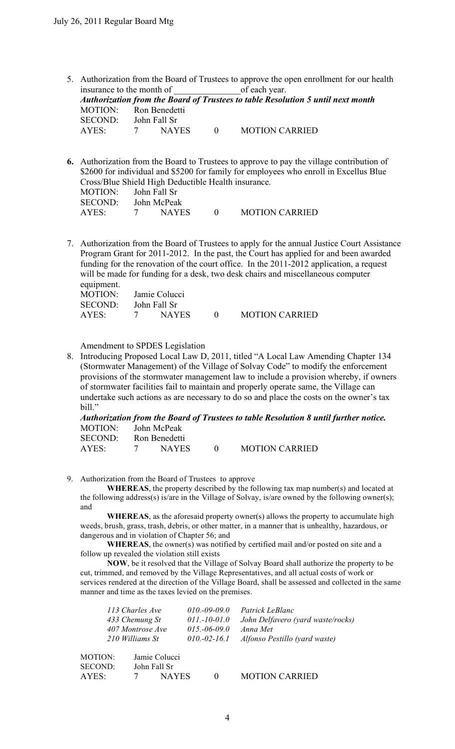5. Authorization from the Board of Trustees to approve the open enrollment for our health insurance to the month of _______________of each year.

***Authorization from the Board of Trustees to table Resolution 5 until next month***

MOTION: Ron Benedetti
SECOND: John Fall Sr
AYES: 7 NAYES 0 MOTION CARRIED

**6.** Authorization from the Board to Trustees to approve to pay the village contribution of \$2600 for individual and \$5200 for family for employees who enroll in Excellus Blue Cross/Blue Shield High Deductible Health insurance.

MOTION: John Fall Sr
SECOND: John McPeak
AYES: 7 NAYES 0 MOTION CARRIED

7. Authorization from the Board of Trustees to apply for the annual Justice Court Assistance Program Grant for 2011-2012. In the past, the Court has applied for and been awarded funding for the renovation of the court office. In the 2011-2012 application, a request will be made for funding for a desk, two desk chairs and miscellaneous computer equipment.

MOTION: Jamie Colucci
SECOND: John Fall Sr
AYES: 7 NAYES 0 MOTION CARRIED

Amendment to SPDES Legislation

8. Introducing Proposed Local Law D, 2011, titled "A Local Law Amending Chapter 134 (Stormwater Management) of the Village of Solvay Code" to modify the enforcement provisions of the stormwater management law to include a provision whereby, if owners of stormwater facilities fail to maintain and properly operate same, the Village can undertake such actions as are necessary to do so and place the costs on the owner's tax bill."

***Authorization from the Board of Trustees to table Resolution 8 until further notice.***

MOTION: John McPeak
SECOND: Ron Benedetti
AYES: 7 NAYES 0 MOTION CARRIED

9. Authorization from the Board of Trustees to approve

**WHEREAS**, the property described by the following tax map number(s) and located at the following address(s) is/are in the Village of Solvay, is/are owned by the following owner(s); and

**WHEREAS**, as the aforesaid property owner(s) allows the property to accumulate high weeds, brush, grass, trash, debris, or other matter, in a manner that is unhealthy, hazardous, or dangerous and in violation of Chapter 56; and

**WHEREAS**, the owner(s) was notified by certified mail and/or posted on site and a follow up revealed the violation still exists

**NOW**, be it resolved that the Village of Solvay Board shall authorize the property to be cut, trimmed, and removed by the Village Representatives, and all actual costs of work or services rendered at the direction of the Village Board, shall be assessed and collected in the same manner and time as the taxes levied on the premises.

| | | |
|---|---|---|
| *113 Charles Ave* | *010.-09-09.0* | *Patrick LeBlanc* |
| *433 Chemung St* | *011.-10-01.0* | *John Delfavero (yard waste/rocks)* |
| *407 Montrose Ave* | *015.-06-09.0* | *Anna Met* |
| *210 Williams St* | *010.-02-16.1* | *Alfonso Pestillo (yard waste)* |

MOTION: Jamie Colucci
SECOND: John Fall Sr
AYES: 7 NAYES 0 MOTION CARRIED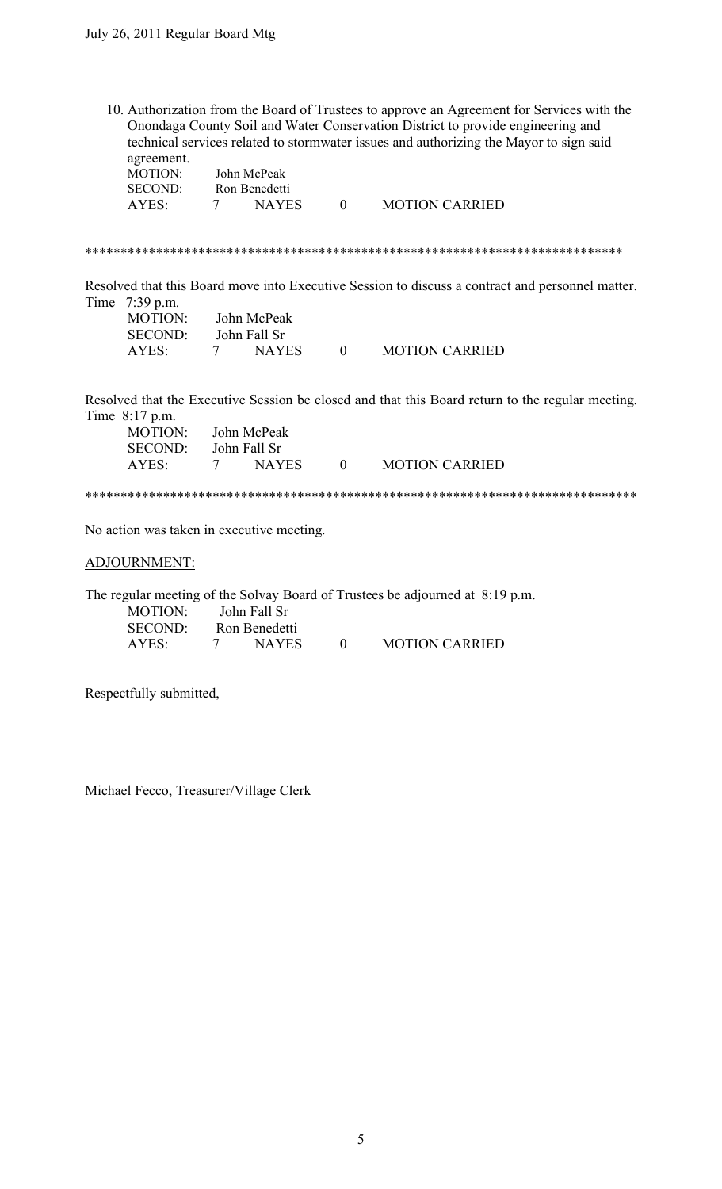10. Authorization from the Board of Trustees to approve an Agreement for Services with the Onondaga County Soil and Water Conservation District to provide engineering and technical services related to stormwater issues and authorizing the Mayor to sign said agreement.

| | | | | |
|---|---|---|---|---|
| MOTION: | John McPeak | | | |
| SECOND: | Ron Benedetti | | | |
| AYES: | 7 | NAYES | 0 | MOTION CARRIED |

*****************************************************************************

Resolved that this Board move into Executive Session to discuss a contract and personnel matter.
Time 7:39 p.m.

| | | | | |
|---|---|---|---|---|
| MOTION: | John McPeak | | | |
| SECOND: | John Fall Sr | | | |
| AYES: | 7 | NAYES | 0 | MOTION CARRIED |

Resolved that the Executive Session be closed and that this Board return to the regular meeting.
Time 8:17 p.m.

| | | | | |
|---|---|---|---|---|
| MOTION: | John McPeak | | | |
| SECOND: | John Fall Sr | | | |
| AYES: | 7 | NAYES | 0 | MOTION CARRIED |

*******************************************************************************

No action was taken in executive meeting.

ADJOURNMENT:

The regular meeting of the Solvay Board of Trustees be adjourned at 8:19 p.m.

| | | | | |
|---|---|---|---|---|
| MOTION: | John Fall Sr | | | |
| SECOND: | Ron Benedetti | | | |
| AYES: | 7 | NAYES | 0 | MOTION CARRIED |

Respectfully submitted,

Michael Fecco, Treasurer/Village Clerk